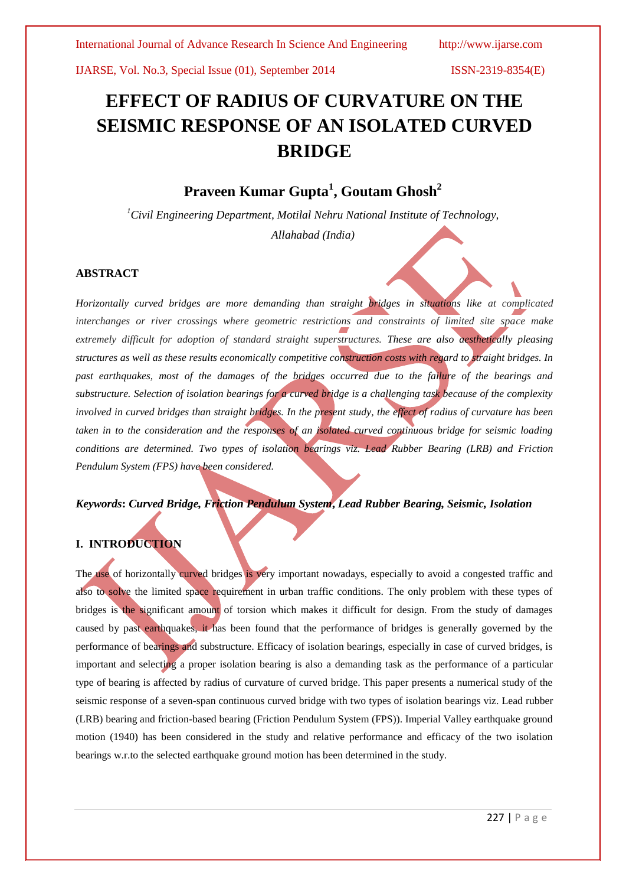# EFFECT OF RADIUS OF CURVATURE ON THE SEISMIC RESPONSE OF AN ISOLATED CURVED BRIDGE

## Praveen Kumar Gupta[1], Goutam Ghosh[2]

*[1]Civil Engineering Department, Motilal Nehru National Institute of Technology, Allahabad (India)*

### ABSTRACT

*Horizontally curved bridges are more demanding than straight bridges in situations like at complicated interchanges or river crossings where geometric restrictions and constraints of limited site space make extremely difficult for adoption of standard straight superstructures. These are also aesthetically pleasing structures as well as these results economically competitive construction costs with regard to straight bridges. In past earthquakes, most of the damages of the bridges occurred due to the failure of the bearings and substructure. Selection of isolation bearings for a curved bridge is a challenging task because of the complexity involved in curved bridges than straight bridges. In the present study, the effect of radius of curvature has been taken in to the consideration and the responses of an isolated curved continuous bridge for seismic loading conditions are determined. Two types of isolation bearings viz. Lead Rubber Bearing (LRB) and Friction Pendulum System (FPS) have been considered.*

***Keywords*: *Curved Bridge, Friction Pendulum System, Lead Rubber Bearing, Seismic, Isolation***

### I. INTRODUCTION

The use of horizontally curved bridges is very important nowadays, especially to avoid a congested traffic and also to solve the limited space requirement in urban traffic conditions. The only problem with these types of bridges is the significant amount of torsion which makes it difficult for design. From the study of damages caused by past earthquakes, it has been found that the performance of bridges is generally governed by the performance of bearings and substructure. Efficacy of isolation bearings, especially in case of curved bridges, is important and selecting a proper isolation bearing is also a demanding task as the performance of a particular type of bearing is affected by radius of curvature of curved bridge. This paper presents a numerical study of the seismic response of a seven-span continuous curved bridge with two types of isolation bearings viz. Lead rubber (LRB) bearing and friction-based bearing (Friction Pendulum System (FPS)). Imperial Valley earthquake ground motion (1940) has been considered in the study and relative performance and efficacy of the two isolation bearings w.r.to the selected earthquake ground motion has been determined in the study.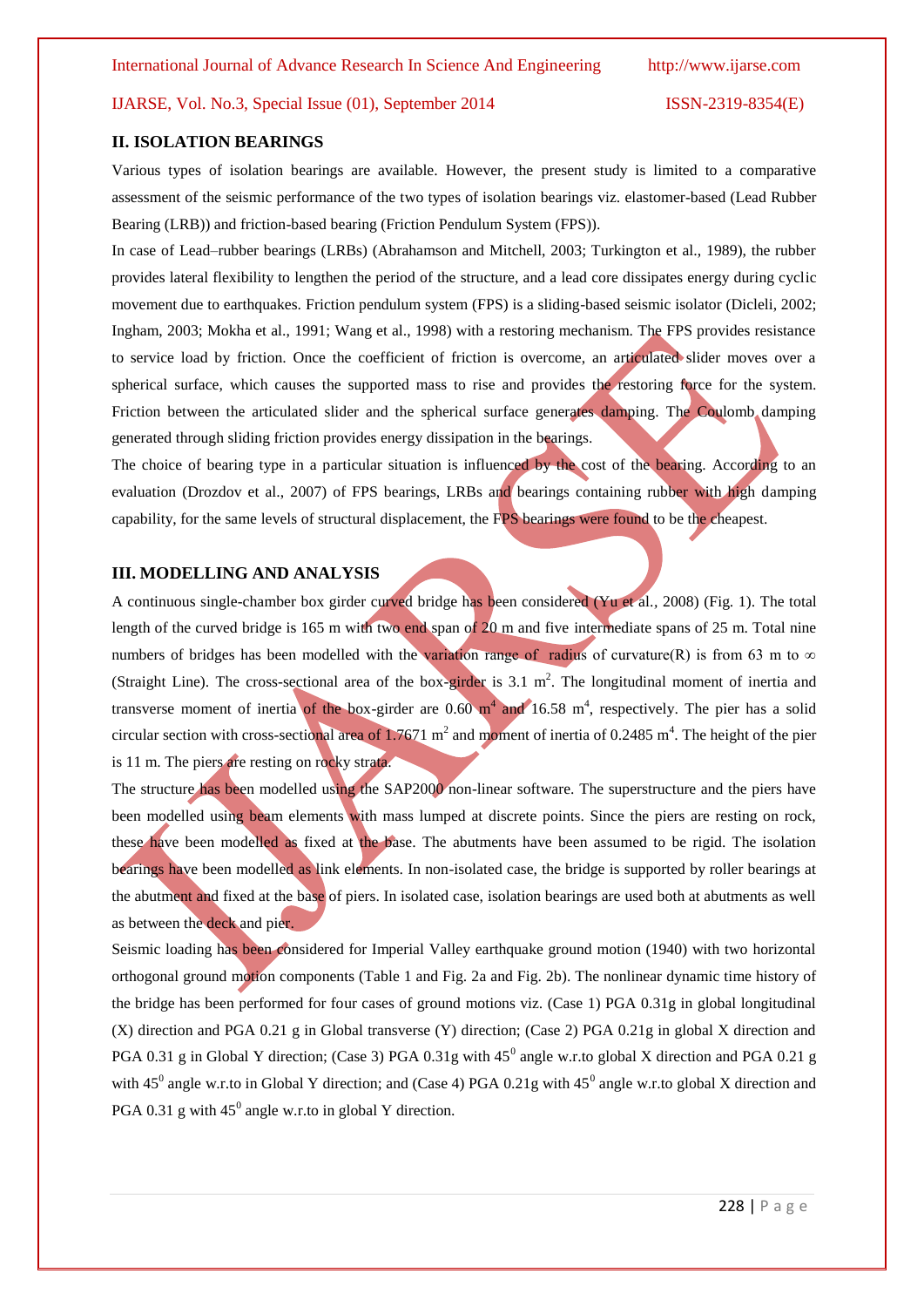## II. ISOLATION BEARINGS

Various types of isolation bearings are available. However, the present study is limited to a comparative assessment of the seismic performance of the two types of isolation bearings viz. elastomer-based (Lead Rubber Bearing (LRB)) and friction-based bearing (Friction Pendulum System (FPS)).

In case of Lead–rubber bearings (LRBs) (Abrahamson and Mitchell, 2003; Turkington et al., 1989), the rubber provides lateral flexibility to lengthen the period of the structure, and a lead core dissipates energy during cyclic movement due to earthquakes. Friction pendulum system (FPS) is a sliding-based seismic isolator (Dicleli, 2002; Ingham, 2003; Mokha et al., 1991; Wang et al., 1998) with a restoring mechanism. The FPS provides resistance to service load by friction. Once the coefficient of friction is overcome, an articulated slider moves over a spherical surface, which causes the supported mass to rise and provides the restoring force for the system. Friction between the articulated slider and the spherical surface generates damping. The Coulomb damping generated through sliding friction provides energy dissipation in the bearings.

The choice of bearing type in a particular situation is influenced by the cost of the bearing. According to an evaluation (Drozdov et al., 2007) of FPS bearings, LRBs and bearings containing rubber with high damping capability, for the same levels of structural displacement, the FPS bearings were found to be the cheapest.

## III. MODELLING AND ANALYSIS

A continuous single-chamber box girder curved bridge has been considered (Yu et al., 2008) (Fig. 1). The total length of the curved bridge is 165 m with two end span of 20 m and five intermediate spans of 25 m. Total nine numbers of bridges has been modelled with the variation range of radius of curvature(R) is from 63 m to $\infty$ (Straight Line). The cross-sectional area of the box-girder is 3.1 $m^2$. The longitudinal moment of inertia and transverse moment of inertia of the box-girder are 0.60 $m^4$ and 16.58 $m^4$, respectively. The pier has a solid circular section with cross-sectional area of 1.7671 $m^2$ and moment of inertia of 0.2485 $m^4$. The height of the pier is 11 m. The piers are resting on rocky strata.

The structure has been modelled using the SAP2000 non-linear software. The superstructure and the piers have been modelled using beam elements with mass lumped at discrete points. Since the piers are resting on rock, these have been modelled as fixed at the base. The abutments have been assumed to be rigid. The isolation bearings have been modelled as link elements. In non-isolated case, the bridge is supported by roller bearings at the abutment and fixed at the base of piers. In isolated case, isolation bearings are used both at abutments as well as between the deck and pier.

Seismic loading has been considered for Imperial Valley earthquake ground motion (1940) with two horizontal orthogonal ground motion components (Table 1 and Fig. 2a and Fig. 2b). The nonlinear dynamic time history of the bridge has been performed for four cases of ground motions viz. (Case 1) PGA 0.31g in global longitudinal (X) direction and PGA 0.21 g in Global transverse (Y) direction; (Case 2) PGA 0.21g in global X direction and PGA 0.31 g in Global Y direction; (Case 3) PGA 0.31g with $45^0$ angle w.r.to global X direction and PGA 0.21 g with $45^0$ angle w.r.to in Global Y direction; and (Case 4) PGA 0.21g with $45^0$ angle w.r.to global X direction and PGA 0.31 g with $45^0$ angle w.r.to in global Y direction.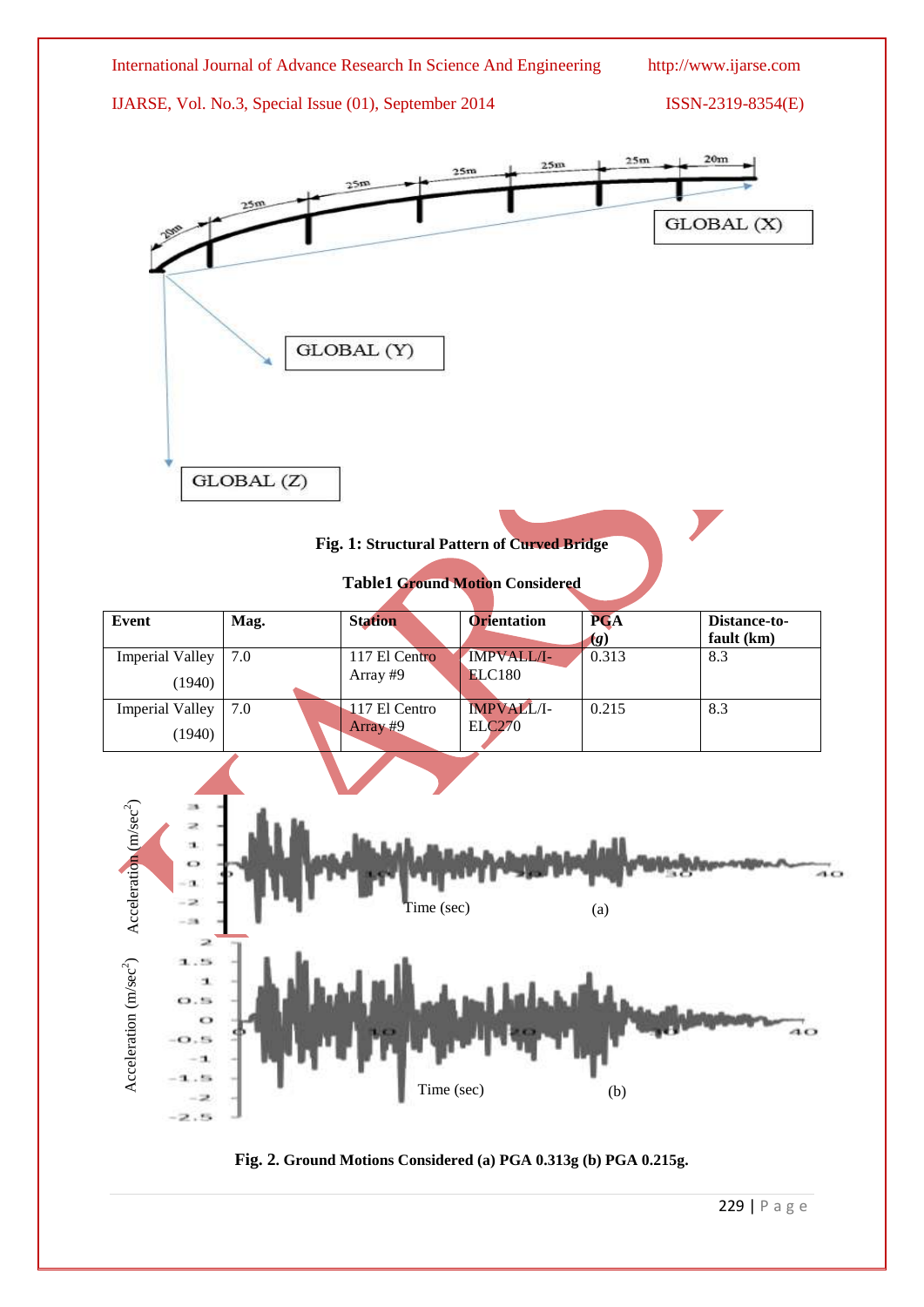**Fig. 1: Structural Pattern of Curved Bridge**

**Table1 Ground Motion Considered**

| Event | Mag. | Station | Orientation | PGA (*g*) | Distance-to-fault (km) |
|---|---|---|---|---|---|
| Imperial Valley (1940) | 7.0 | 117 El Centro Array #9 | IMPVALL/I-ELC180 | 0.313 | 8.3 |
| Imperial Valley (1940) | 7.0 | 117 El Centro Array #9 | IMPVALL/I-ELC270 | 0.215 | 8.3 |

**Fig. 2. Ground Motions Considered (a) PGA 0.313g (b) PGA 0.215g.**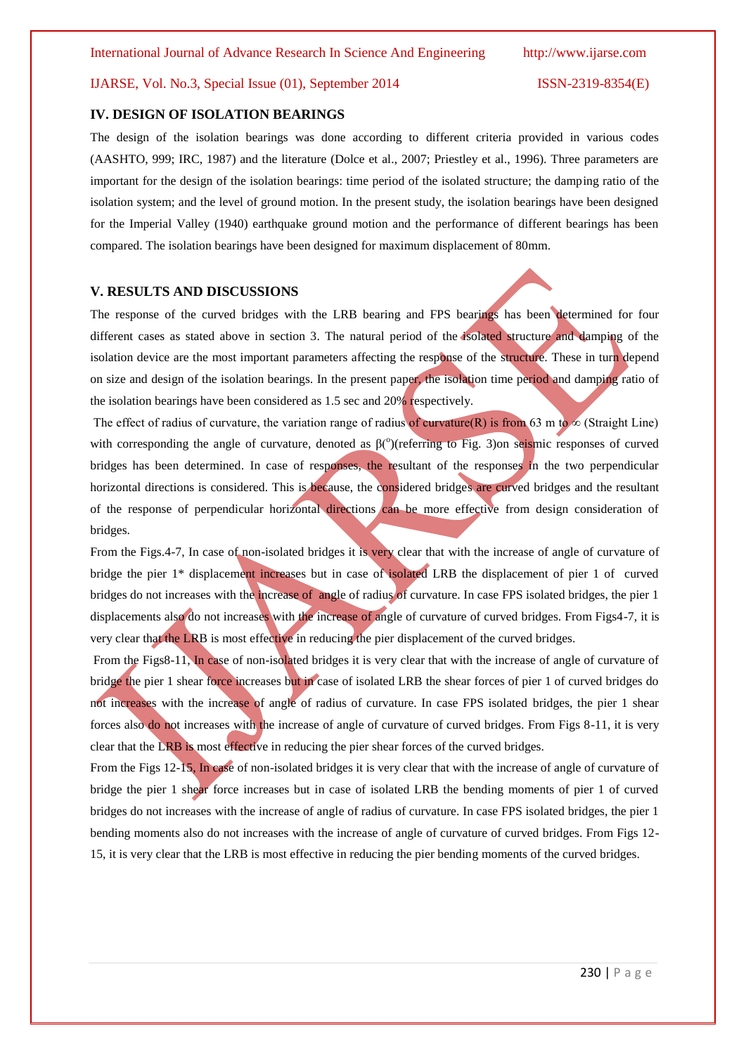## IV. DESIGN OF ISOLATION BEARINGS

The design of the isolation bearings was done according to different criteria provided in various codes (AASHTO, 999; IRC, 1987) and the literature (Dolce et al., 2007; Priestley et al., 1996). Three parameters are important for the design of the isolation bearings: time period of the isolated structure; the damping ratio of the isolation system; and the level of ground motion. In the present study, the isolation bearings have been designed for the Imperial Valley (1940) earthquake ground motion and the performance of different bearings has been compared. The isolation bearings have been designed for maximum displacement of 80mm.

## V. RESULTS AND DISCUSSIONS

The response of the curved bridges with the LRB bearing and FPS bearings has been determined for four different cases as stated above in section 3. The natural period of the isolated structure and damping of the isolation device are the most important parameters affecting the response of the structure. These in turn depend on size and design of the isolation bearings. In the present paper, the isolation time period and damping ratio of the isolation bearings have been considered as 1.5 sec and 20% respectively.

The effect of radius of curvature, the variation range of radius of curvature(R) is from 63 m to ∞ (Straight Line) with corresponding the angle of curvature, denoted as β(°)(referring to Fig. 3)on seismic responses of curved bridges has been determined. In case of responses, the resultant of the responses in the two perpendicular horizontal directions is considered. This is because, the considered bridges are curved bridges and the resultant of the response of perpendicular horizontal directions can be more effective from design consideration of bridges.

From the Figs.4-7, In case of non-isolated bridges it is very clear that with the increase of angle of curvature of bridge the pier 1* displacement increases but in case of isolated LRB the displacement of pier 1 of curved bridges do not increases with the increase of angle of radius of curvature. In case FPS isolated bridges, the pier 1 displacements also do not increases with the increase of angle of curvature of curved bridges. From Figs4-7, it is very clear that the LRB is most effective in reducing the pier displacement of the curved bridges.

From the Figs8-11, In case of non-isolated bridges it is very clear that with the increase of angle of curvature of bridge the pier 1 shear force increases but in case of isolated LRB the shear forces of pier 1 of curved bridges do not increases with the increase of angle of radius of curvature. In case FPS isolated bridges, the pier 1 shear forces also do not increases with the increase of angle of curvature of curved bridges. From Figs 8-11, it is very clear that the LRB is most effective in reducing the pier shear forces of the curved bridges.

From the Figs 12-15, In case of non-isolated bridges it is very clear that with the increase of angle of curvature of bridge the pier 1 shear force increases but in case of isolated LRB the bending moments of pier 1 of curved bridges do not increases with the increase of angle of radius of curvature. In case FPS isolated bridges, the pier 1 bending moments also do not increases with the increase of angle of curvature of curved bridges. From Figs 12-15, it is very clear that the LRB is most effective in reducing the pier bending moments of the curved bridges.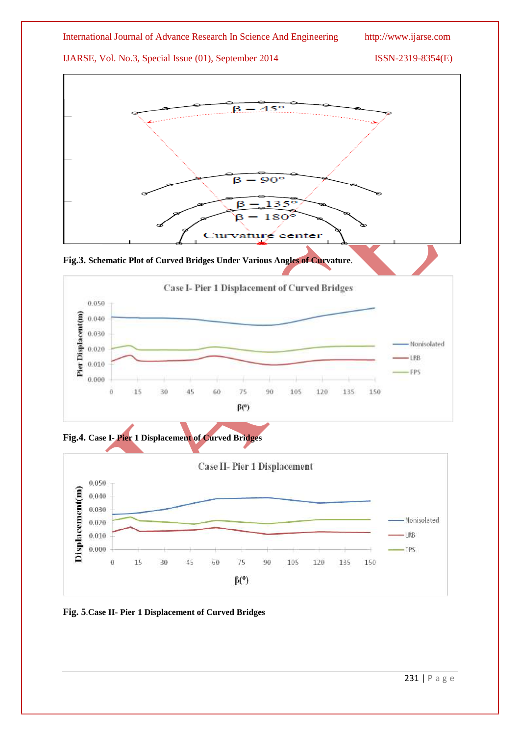**Fig.3.** **Schematic Plot of Curved Bridges Under Various Angles of Curvature**.

**Fig.4. Case I- Pier 1 Displacement of Curved Bridges**

**Fig. 5.Case II- Pier 1 Displacement of Curved Bridges**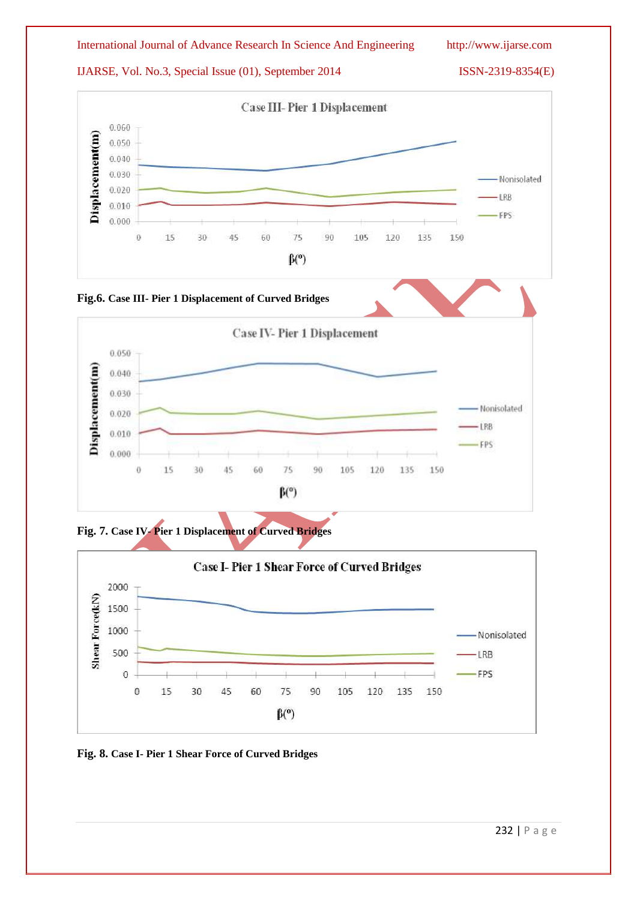Fig.6. Case III- Pier 1 Displacement of Curved Bridges

Fig. 7. Case IV- Pier 1 Displacement of Curved Bridges

Fig. 8. Case I- Pier 1 Shear Force of Curved Bridges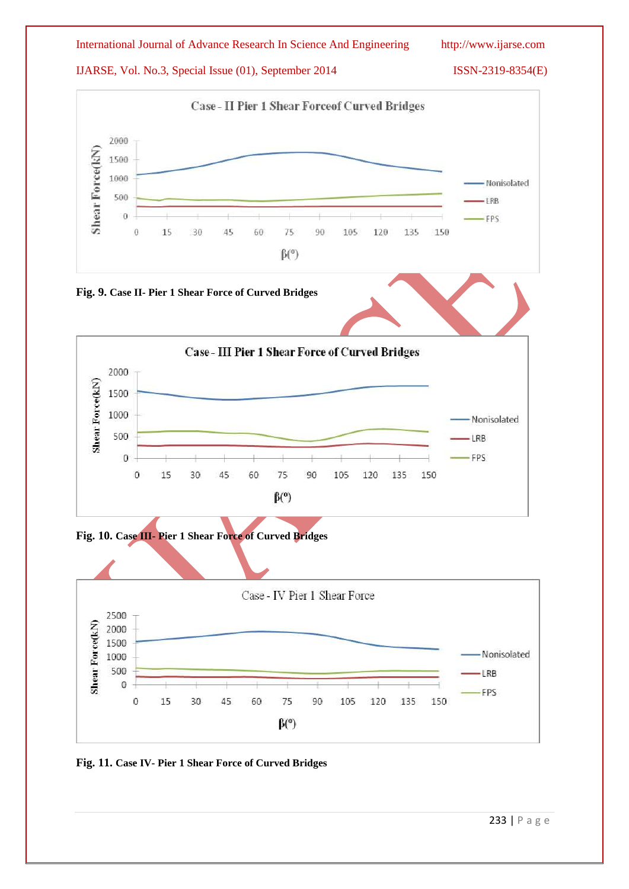Fig. 9. Case II- Pier 1 Shear Force of Curved Bridges

Fig. 10. Case III- Pier 1 Shear Force of Curved Bridges

Fig. 11. Case IV- Pier 1 Shear Force of Curved Bridges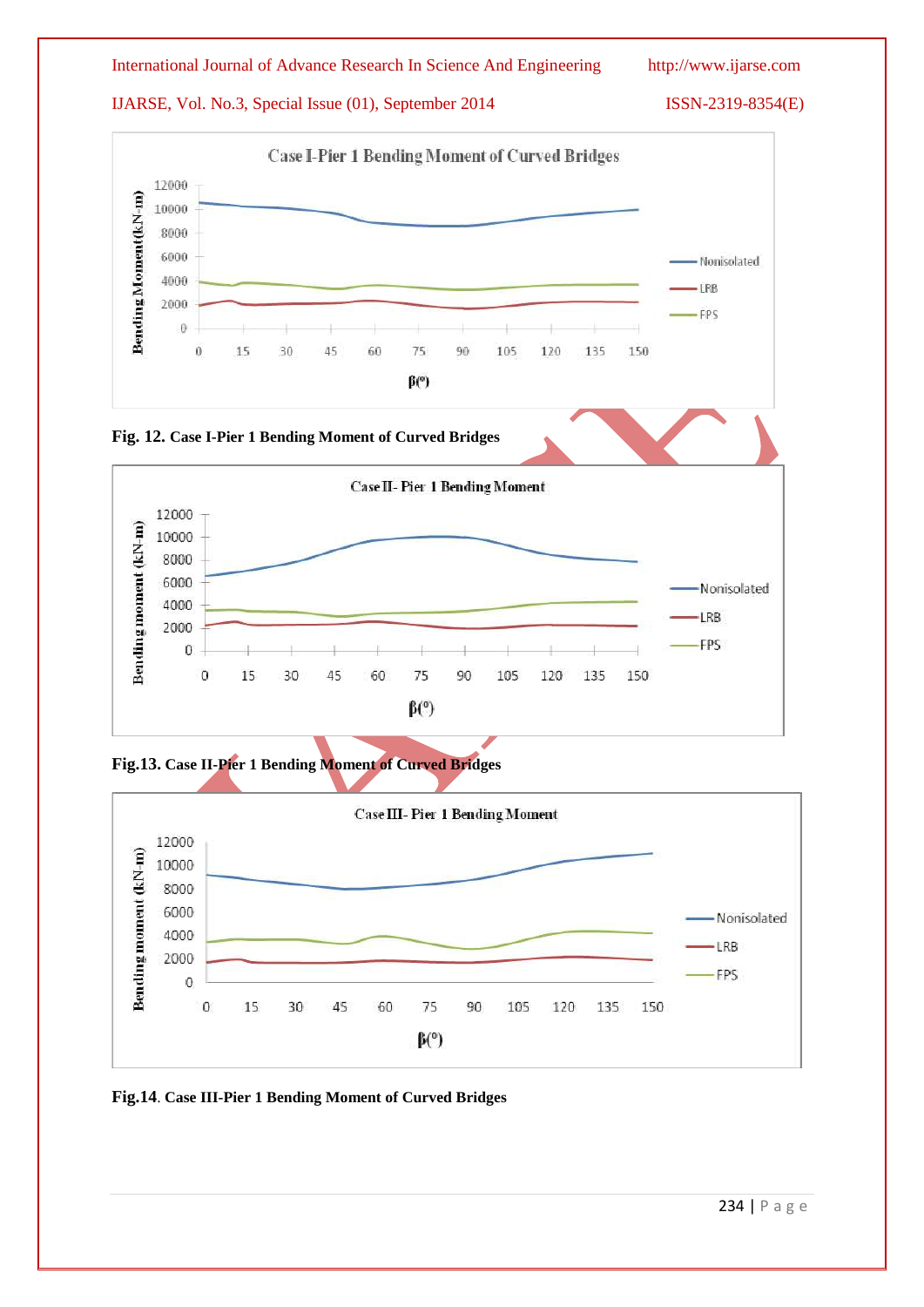Fig. 12. Case I-Pier 1 Bending Moment of Curved Bridges

Fig.13. Case II-Pier 1 Bending Moment of Curved Bridges

Fig.14. Case III-Pier 1 Bending Moment of Curved Bridges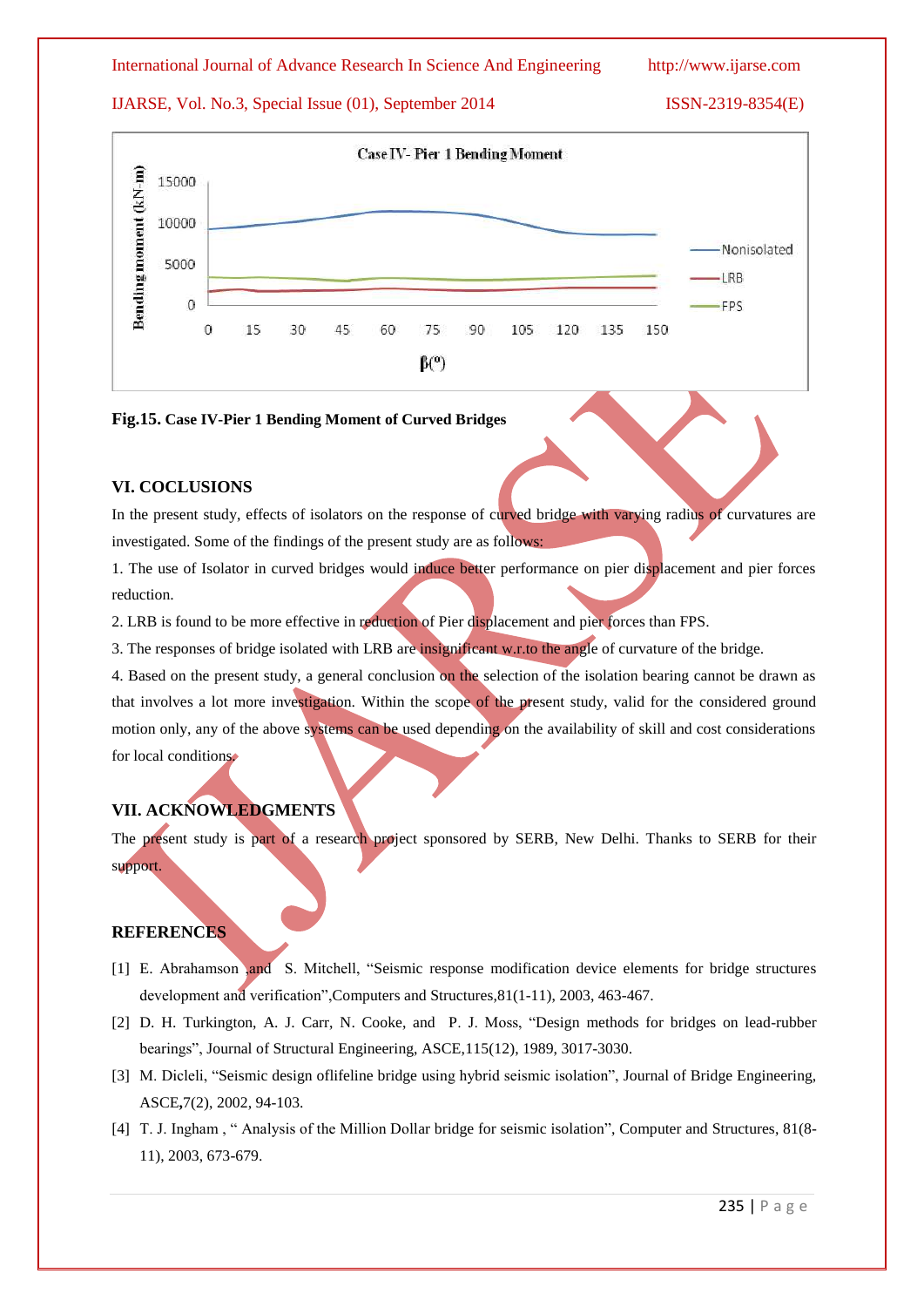**Fig.15.** **Case IV-Pier 1 Bending Moment of Curved Bridges**

## VI. COCLUSIONS

In the present study, effects of isolators on the response of curved bridge with varying radius of curvatures are investigated. Some of the findings of the present study are as follows:

1. The use of Isolator in curved bridges would induce better performance on pier displacement and pier forces reduction.
2. LRB is found to be more effective in reduction of Pier displacement and pier forces than FPS.
3. The responses of bridge isolated with LRB are insignificant w.r.to the angle of curvature of the bridge.
4. Based on the present study, a general conclusion on the selection of the isolation bearing cannot be drawn as that involves a lot more investigation. Within the scope of the present study, valid for the considered ground motion only, any of the above systems can be used depending on the availability of skill and cost considerations for local conditions.

## VII. ACKNOWLEDGMENTS

The present study is part of a research project sponsored by SERB, New Delhi. Thanks to SERB for their support.

## REFERENCES

[1] E. Abrahamson ,and S. Mitchell, "Seismic response modification device elements for bridge structures development and verification",Computers and Structures,81(1-11), 2003, 463-467.

[2] D. H. Turkington, A. J. Carr, N. Cooke, and P. J. Moss, "Design methods for bridges on lead-rubber bearings", Journal of Structural Engineering, ASCE,115(12), 1989, 3017-3030.

[3] M. Dicleli, "Seismic design oflifeline bridge using hybrid seismic isolation", Journal of Bridge Engineering, ASCE,7(2), 2002, 94-103.

[4] T. J. Ingham , " Analysis of the Million Dollar bridge for seismic isolation", Computer and Structures, 81(8-11), 2003, 673-679.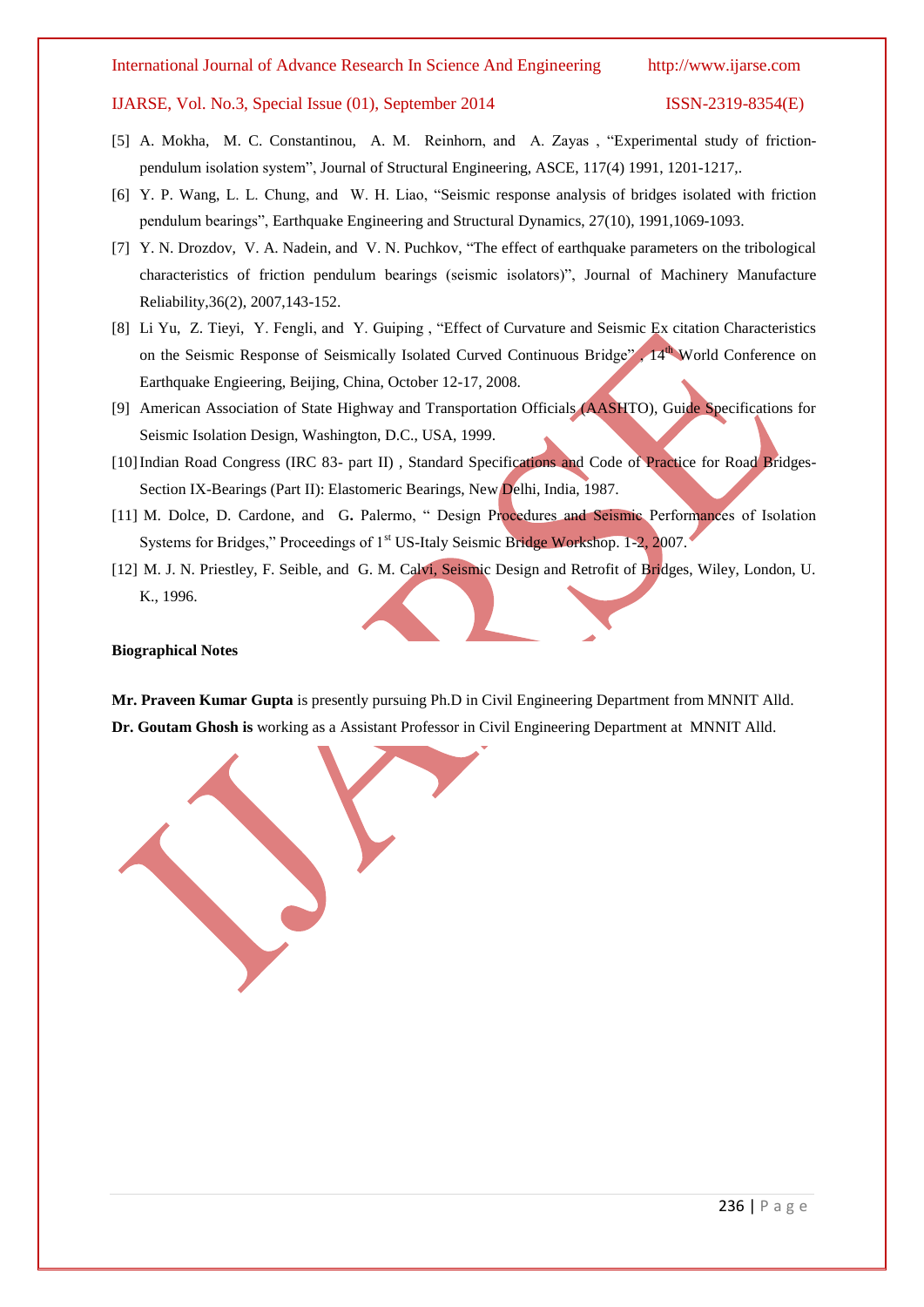[5] A. Mokha, M. C. Constantinou, A. M. Reinhorn, and A. Zayas , "Experimental study of friction-pendulum isolation system", Journal of Structural Engineering, ASCE, 117(4) 1991, 1201-1217,.

[6] Y. P. Wang, L. L. Chung, and W. H. Liao, "Seismic response analysis of bridges isolated with friction pendulum bearings", Earthquake Engineering and Structural Dynamics, 27(10), 1991,1069-1093.

[7] Y. N. Drozdov, V. A. Nadein, and V. N. Puchkov, "The effect of earthquake parameters on the tribological characteristics of friction pendulum bearings (seismic isolators)", Journal of Machinery Manufacture Reliability,36(2), 2007,143-152.

[8] Li Yu, Z. Tieyi, Y. Fengli, and Y. Guiping , "Effect of Curvature and Seismic Ex citation Characteristics on the Seismic Response of Seismically Isolated Curved Continuous Bridge" , 14th World Conference on Earthquake Engieering, Beijing, China, October 12-17, 2008.

[9] American Association of State Highway and Transportation Officials (AASHTO), Guide Specifications for Seismic Isolation Design, Washington, D.C., USA, 1999.

[10] Indian Road Congress (IRC 83- part II) , Standard Specifications and Code of Practice for Road Bridges-Section IX-Bearings (Part II): Elastomeric Bearings, New Delhi, India, 1987.

[11] M. Dolce, D. Cardone, and G. Palermo, " Design Procedures and Seismic Performances of Isolation Systems for Bridges," Proceedings of 1st US-Italy Seismic Bridge Workshop. 1-2, 2007.

[12] M. J. N. Priestley, F. Seible, and G. M. Calvi, Seismic Design and Retrofit of Bridges, Wiley, London, U. K., 1996.

**Biographical Notes**

**Mr. Praveen Kumar Gupta** is presently pursuing Ph.D in Civil Engineering Department from MNNIT Alld.

**Dr. Goutam Ghosh is** working as a Assistant Professor in Civil Engineering Department at MNNIT Alld.